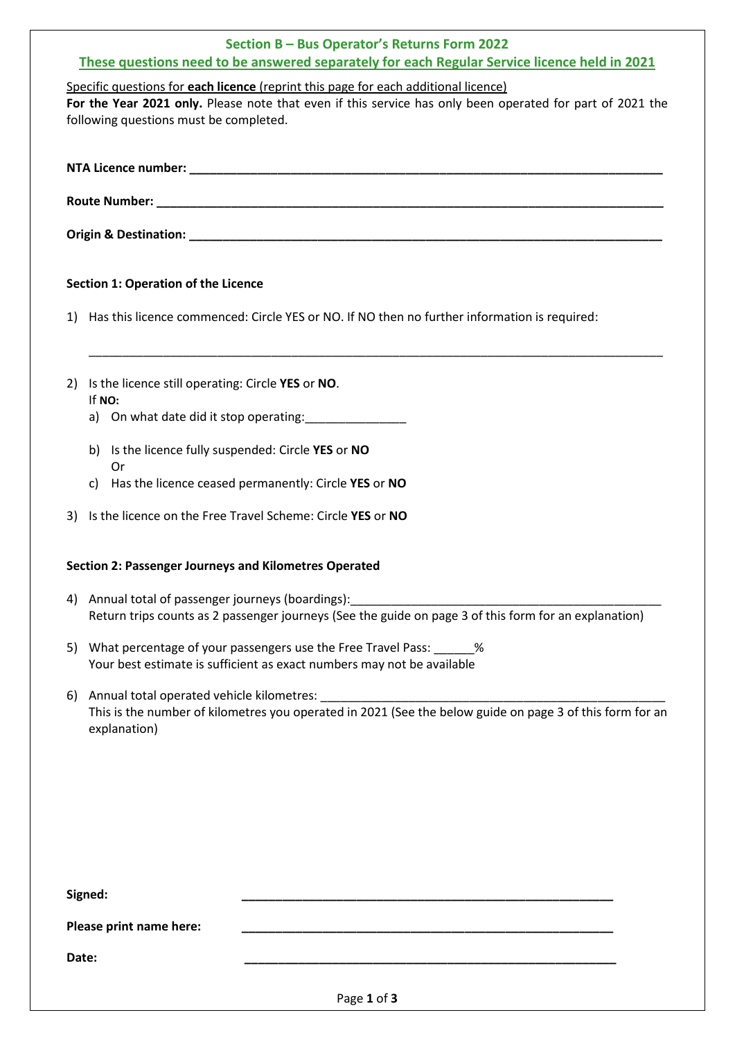## Section B – Bus Operator's Returns Form 2022

### These questions need to be answered separately for each Regular Service licence held in 2021

Specific questions for **each licence** (reprint this page for each additional licence)

**For the Year 2021 only.** Please note that even if this service has only been operated for part of 2021 the following questions must be completed.

**NTA Licence number:** ______________________________________________________________________

**Route Number:** ____________________________________________________________________________

**Origin & Destination:** ______________________________________________________________________

**Section 1: Operation of the Licence**

1) Has this licence commenced: Circle YES or NO. If NO then no further information is required:

   ________________________________________________________________________________________

2) Is the licence still operating: Circle **YES** or **NO**.
   If **NO:**
   a) On what date did it stop operating:_______________

   b) Is the licence fully suspended: Circle **YES** or **NO**
      Or
   c) Has the licence ceased permanently: Circle **YES** or **NO**

3) Is the licence on the Free Travel Scheme: Circle **YES** or **NO**

**Section 2: Passenger Journeys and Kilometres Operated**

4) Annual total of passenger journeys (boardings):_______________________________________________
   Return trips counts as 2 passenger journeys (See the guide on page 3 of this form for an explanation)

5) What percentage of your passengers use the Free Travel Pass: ______%
   Your best estimate is sufficient as exact numbers may not be available

6) Annual total operated vehicle kilometres: _____________________________________________________
   This is the number of kilometres you operated in 2021 (See the below guide on page 3 of this form for an explanation)

**Signed:** ________________________________________________________

**Please print name here:** ________________________________________________________

**Date:** ________________________________________________________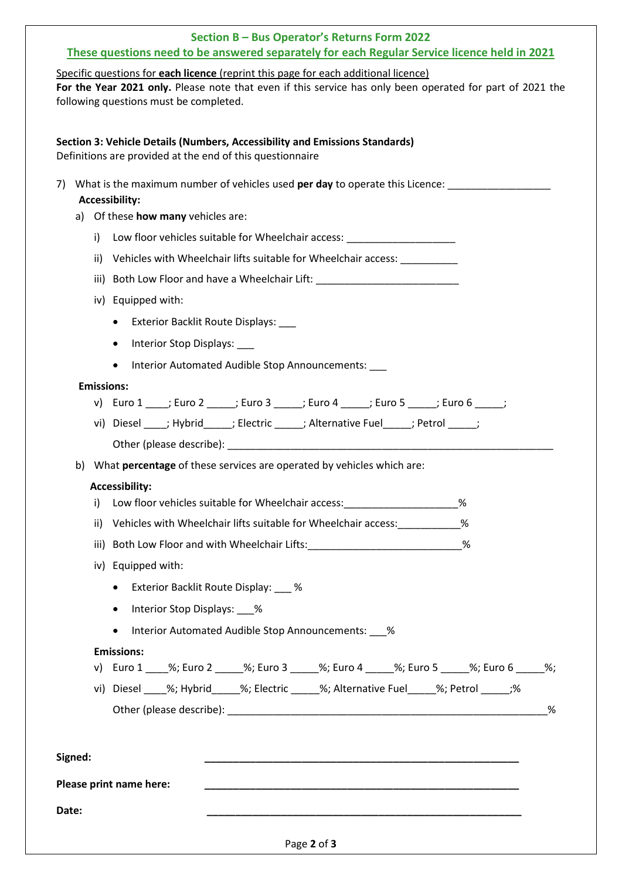## Section B – Bus Operator's Returns Form 2022

### These questions need to be answered separately for each Regular Service licence held in 2021

Specific questions for **each licence** (reprint this page for each additional licence)

**For the Year 2021 only.** Please note that even if this service has only been operated for part of 2021 the following questions must be completed.

**Section 3: Vehicle Details (Numbers, Accessibility and Emissions Standards)**

Definitions are provided at the end of this questionnaire

7) What is the maximum number of vehicles used **per day** to operate this Licence: __________________

**Accessibility:**

a) Of these **how many** vehicles are:

i) Low floor vehicles suitable for Wheelchair access: ___________________

ii) Vehicles with Wheelchair lifts suitable for Wheelchair access: __________

iii) Both Low Floor and have a Wheelchair Lift: _________________________

iv) Equipped with:

- Exterior Backlit Route Displays: ___
- Interior Stop Displays: ___
- Interior Automated Audible Stop Announcements: ___

**Emissions:**

v) Euro 1 ____; Euro 2 _____; Euro 3 _____; Euro 4 _____; Euro 5 _____; Euro 6 _____;

vi) Diesel ____; Hybrid_____; Electric _____; Alternative Fuel_____; Petrol _____;

Other (please describe): ___________________________________________________________

b) What **percentage** of these services are operated by vehicles which are:

**Accessibility:**

i) Low floor vehicles suitable for Wheelchair access:____________________%

ii) Vehicles with Wheelchair lifts suitable for Wheelchair access:___________%

iii) Both Low Floor and with Wheelchair Lifts:___________________________%

iv) Equipped with:

- Exterior Backlit Route Display: ___ %
- Interior Stop Displays: ___%
- Interior Automated Audible Stop Announcements: ___%

**Emissions:**

v) Euro 1 ____%; Euro 2 _____%; Euro 3 _____%; Euro 4 _____%; Euro 5 _____%; Euro 6 _____%;

vi) Diesel ____%; Hybrid_____%; Electric _____%; Alternative Fuel_____%; Petrol _____;%

Other (please describe): ___________________________________________________________%

**Signed:** ___________________________________________________________

**Please print name here:** ___________________________________________________________

**Date:** ___________________________________________________________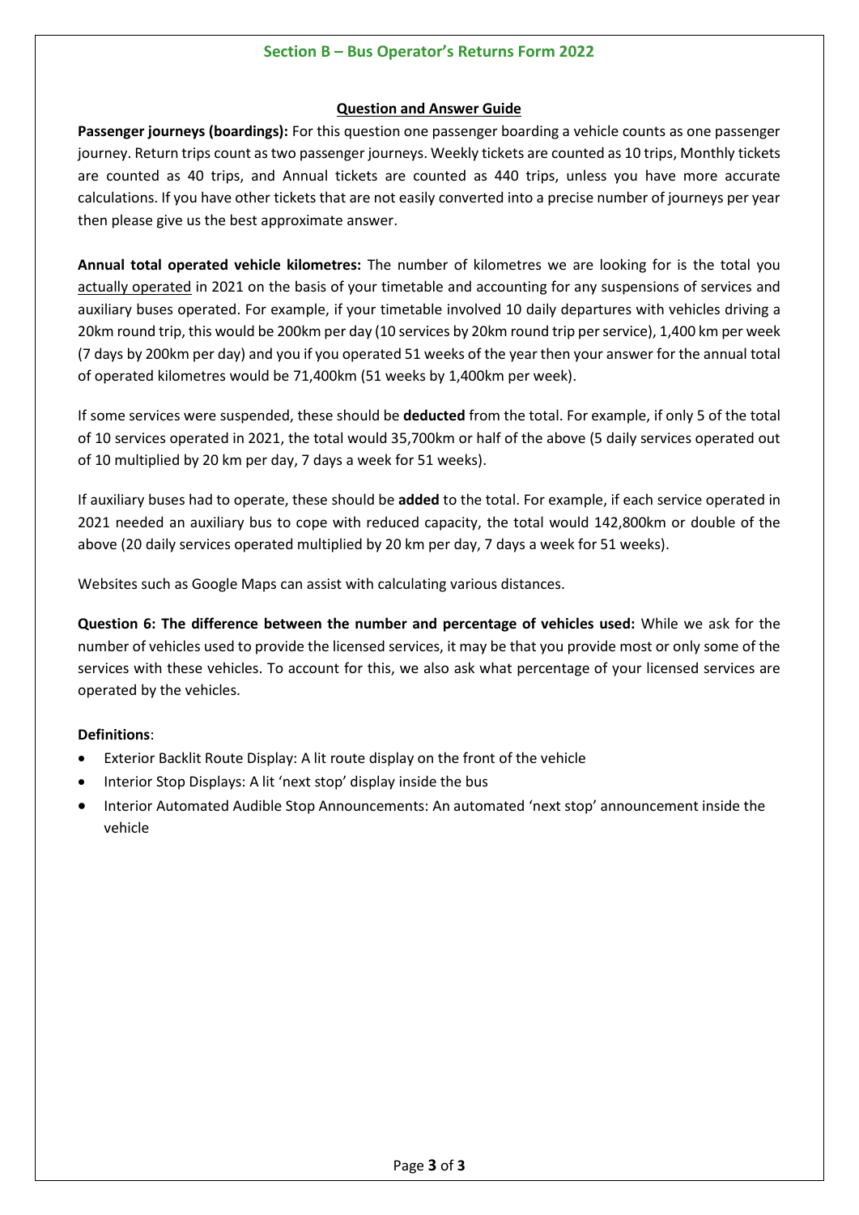## Section B – Bus Operator's Returns Form 2022

### Question and Answer Guide

**Passenger journeys (boardings):** For this question one passenger boarding a vehicle counts as one passenger journey. Return trips count as two passenger journeys. Weekly tickets are counted as 10 trips, Monthly tickets are counted as 40 trips, and Annual tickets are counted as 440 trips, unless you have more accurate calculations. If you have other tickets that are not easily converted into a precise number of journeys per year then please give us the best approximate answer.

**Annual total operated vehicle kilometres:** The number of kilometres we are looking for is the total you <u>actually operated</u> in 2021 on the basis of your timetable and accounting for any suspensions of services and auxiliary buses operated. For example, if your timetable involved 10 daily departures with vehicles driving a 20km round trip, this would be 200km per day (10 services by 20km round trip per service), 1,400 km per week (7 days by 200km per day) and you if you operated 51 weeks of the year then your answer for the annual total of operated kilometres would be 71,400km (51 weeks by 1,400km per week).

If some services were suspended, these should be **deducted** from the total. For example, if only 5 of the total of 10 services operated in 2021, the total would 35,700km or half of the above (5 daily services operated out of 10 multiplied by 20 km per day, 7 days a week for 51 weeks).

If auxiliary buses had to operate, these should be **added** to the total. For example, if each service operated in 2021 needed an auxiliary bus to cope with reduced capacity, the total would 142,800km or double of the above (20 daily services operated multiplied by 20 km per day, 7 days a week for 51 weeks).

Websites such as Google Maps can assist with calculating various distances.

**Question 6: The difference between the number and percentage of vehicles used:** While we ask for the number of vehicles used to provide the licensed services, it may be that you provide most or only some of the services with these vehicles. To account for this, we also ask what percentage of your licensed services are operated by the vehicles.

**Definitions**:

- Exterior Backlit Route Display: A lit route display on the front of the vehicle
- Interior Stop Displays: A lit 'next stop' display inside the bus
- Interior Automated Audible Stop Announcements: An automated 'next stop' announcement inside the vehicle